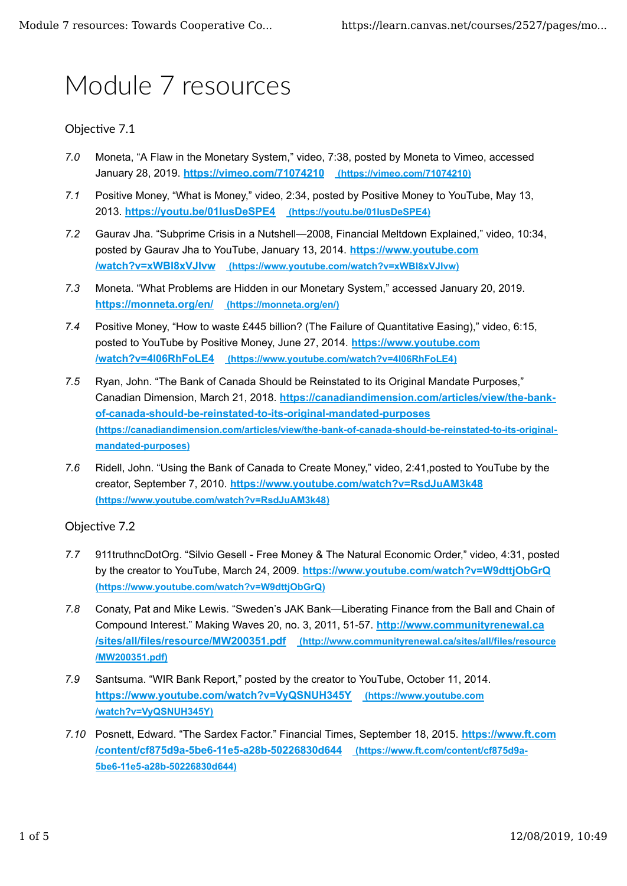# Module 7 resources

## Objective 7.1

*7.0* Moneta, “A Flaw in the Monetary System,” video, 7:38, posted by Moneta to Vimeo, accessed January 28, 2019. **https://vimeo.com/71074210** (https://vimeo.com/71074210)

*7.1* Positive Money, “What is Money,” video, 2:34, posted by Positive Money to YouTube, May 13, 2013. **https://youtu.be/01lusDeSPE4** (https://youtu.be/01lusDeSPE4)

*7.2* Gaurav Jha. “Subprime Crisis in a Nutshell—2008, Financial Meltdown Explained,” video, 10:34, posted by Gaurav Jha to YouTube, January 13, 2014. **https://www.youtube.com/watch?v=xWBI8xVJlvw** (https://www.youtube.com/watch?v=xWBI8xVJlvw)

*7.3* Moneta. “What Problems are Hidden in our Monetary System,” accessed January 20, 2019. **https://monneta.org/en/** (https://monneta.org/en/)

*7.4* Positive Money, “How to waste £445 billion? (The Failure of Quantitative Easing),” video, 6:15, posted to YouTube by Positive Money, June 27, 2014. **https://www.youtube.com/watch?v=4I06RhFoLE4** (https://www.youtube.com/watch?v=4I06RhFoLE4)

*7.5* Ryan, John. “The Bank of Canada Should be Reinstated to its Original Mandate Purposes,” Canadian Dimension, March 21, 2018. **https://canadiandimension.com/articles/view/the-bank-of-canada-should-be-reinstated-to-its-original-mandated-purposes** (https://canadiandimension.com/articles/view/the-bank-of-canada-should-be-reinstated-to-its-original-mandated-purposes)

*7.6* Ridell, John. “Using the Bank of Canada to Create Money,” video, 2:41,posted to YouTube by the creator, September 7, 2010. **https://www.youtube.com/watch?v=RsdJuAM3k48** (https://www.youtube.com/watch?v=RsdJuAM3k48)

## Objective 7.2

*7.7* 911truthncDotOrg. “Silvio Gesell - Free Money & The Natural Economic Order,” video, 4:31, posted by the creator to YouTube, March 24, 2009. **https://www.youtube.com/watch?v=W9dttjObGrQ** (https://www.youtube.com/watch?v=W9dttjObGrQ)

*7.8* Conaty, Pat and Mike Lewis. “Sweden’s JAK Bank—Liberating Finance from the Ball and Chain of Compound Interest.” Making Waves 20, no. 3, 2011, 51-57. **http://www.communityrenewal.ca/sites/all/files/resource/MW200351.pdf** (http://www.communityrenewal.ca/sites/all/files/resource/MW200351.pdf)

*7.9* Santsuma. “WIR Bank Report,” posted by the creator to YouTube, October 11, 2014. **https://www.youtube.com/watch?v=VyQSNUH345Y** (https://www.youtube.com/watch?v=VyQSNUH345Y)

*7.10* Posnett, Edward. “The Sardex Factor.” Financial Times, September 18, 2015. **https://www.ft.com/content/cf875d9a-5be6-11e5-a28b-50226830d644** (https://www.ft.com/content/cf875d9a-5be6-11e5-a28b-50226830d644)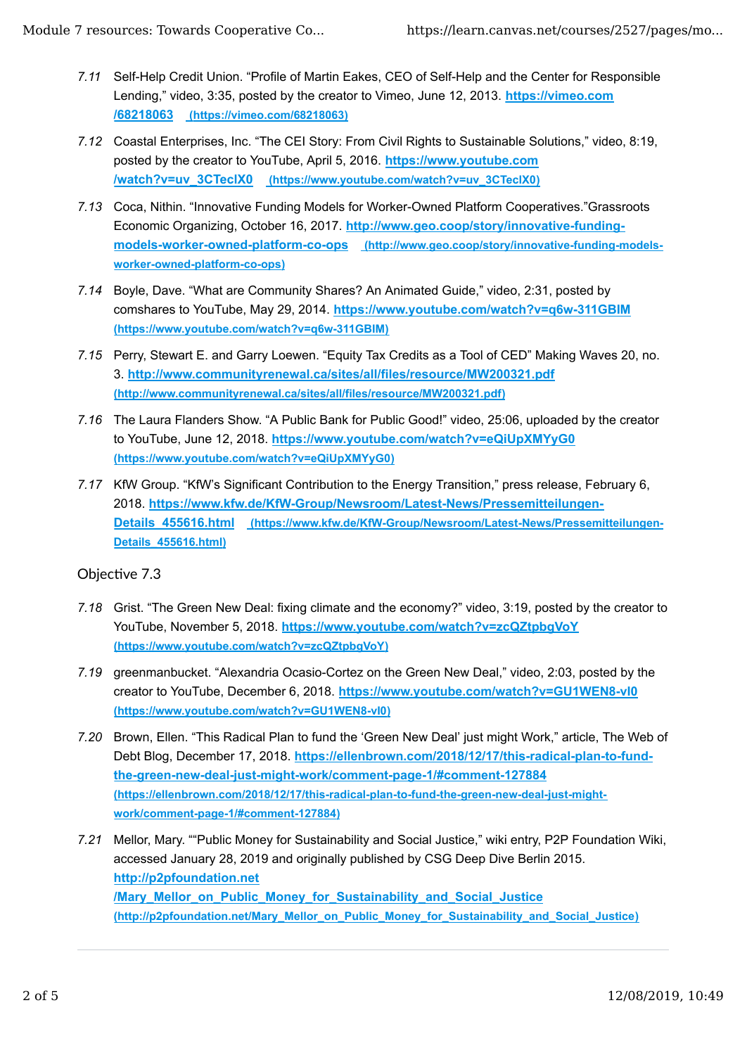*7.11* Self-Help Credit Union. “Profile of Martin Eakes, CEO of Self-Help and the Center for Responsible Lending,” video, 3:35, posted by the creator to Vimeo, June 12, 2013. [https://vimeo.com/68218063](https://vimeo.com/68218063) (https://vimeo.com/68218063)

*7.12* Coastal Enterprises, Inc. “The CEI Story: From Civil Rights to Sustainable Solutions,” video, 8:19, posted by the creator to YouTube, April 5, 2016. [https://www.youtube.com/watch?v=uv_3CTecIX0](https://www.youtube.com/watch?v=uv_3CTecIX0) (https://www.youtube.com/watch?v=uv_3CTecIX0)

*7.13* Coca, Nithin. “Innovative Funding Models for Worker-Owned Platform Cooperatives.”Grassroots Economic Organizing, October 16, 2017. [http://www.geo.coop/story/innovative-funding-models-worker-owned-platform-co-ops](http://www.geo.coop/story/innovative-funding-models-worker-owned-platform-co-ops) (http://www.geo.coop/story/innovative-funding-models-worker-owned-platform-co-ops)

*7.14* Boyle, Dave. “What are Community Shares? An Animated Guide,” video, 2:31, posted by comshares to YouTube, May 29, 2014. [https://www.youtube.com/watch?v=q6w-311GBIM](https://www.youtube.com/watch?v=q6w-311GBIM) (https://www.youtube.com/watch?v=q6w-311GBIM)

*7.15* Perry, Stewart E. and Garry Loewen. “Equity Tax Credits as a Tool of CED” Making Waves 20, no. 3. [http://www.communityrenewal.ca/sites/all/files/resource/MW200321.pdf](http://www.communityrenewal.ca/sites/all/files/resource/MW200321.pdf) (http://www.communityrenewal.ca/sites/all/files/resource/MW200321.pdf)

*7.16* The Laura Flanders Show. “A Public Bank for Public Good!” video, 25:06, uploaded by the creator to YouTube, June 12, 2018. [https://www.youtube.com/watch?v=eQiUpXMYyG0](https://www.youtube.com/watch?v=eQiUpXMYyG0) (https://www.youtube.com/watch?v=eQiUpXMYyG0)

*7.17* KfW Group. “KfW’s Significant Contribution to the Energy Transition,” press release, February 6, 2018. [https://www.kfw.de/KfW-Group/Newsroom/Latest-News/Pressemitteilungen-Details_455616.html](https://www.kfw.de/KfW-Group/Newsroom/Latest-News/Pressemitteilungen-Details_455616.html) (https://www.kfw.de/KfW-Group/Newsroom/Latest-News/Pressemitteilungen-Details_455616.html)

## Objective 7.3

*7.18* Grist. “The Green New Deal: fixing climate and the economy?” video, 3:19, posted by the creator to YouTube, November 5, 2018. [https://www.youtube.com/watch?v=zcQZtpbgVoY](https://www.youtube.com/watch?v=zcQZtpbgVoY) (https://www.youtube.com/watch?v=zcQZtpbgVoY)

*7.19* greenmanbucket. “Alexandria Ocasio-Cortez on the Green New Deal,” video, 2:03, posted by the creator to YouTube, December 6, 2018. [https://www.youtube.com/watch?v=GU1WEN8-vl0](https://www.youtube.com/watch?v=GU1WEN8-vl0) (https://www.youtube.com/watch?v=GU1WEN8-vl0)

*7.20* Brown, Ellen. “This Radical Plan to fund the ‘Green New Deal’ just might Work,” article, The Web of Debt Blog, December 17, 2018. [https://ellenbrown.com/2018/12/17/this-radical-plan-to-fund-the-green-new-deal-just-might-work/comment-page-1/#comment-127884](https://ellenbrown.com/2018/12/17/this-radical-plan-to-fund-the-green-new-deal-just-might-work/comment-page-1/#comment-127884) (https://ellenbrown.com/2018/12/17/this-radical-plan-to-fund-the-green-new-deal-just-might-work/comment-page-1/#comment-127884)

*7.21* Mellor, Mary. ““Public Money for Sustainability and Social Justice,” wiki entry, P2P Foundation Wiki, accessed January 28, 2019 and originally published by CSG Deep Dive Berlin 2015. [http://p2pfoundation.net/Mary_Mellor_on_Public_Money_for_Sustainability_and_Social_Justice](http://p2pfoundation.net/Mary_Mellor_on_Public_Money_for_Sustainability_and_Social_Justice) (http://p2pfoundation.net/Mary_Mellor_on_Public_Money_for_Sustainability_and_Social_Justice)

---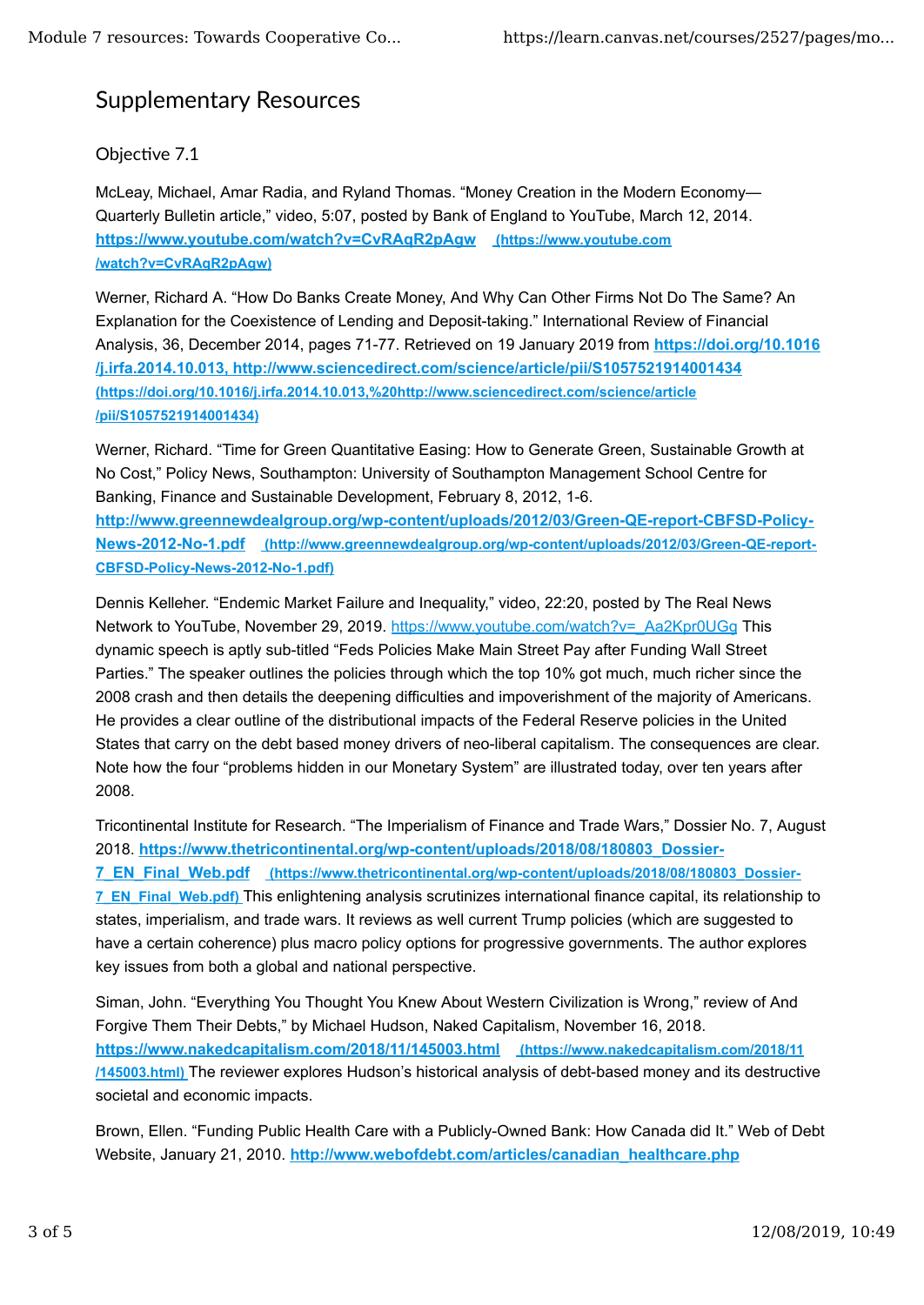## Supplementary Resources

### Objective 7.1

McLeay, Michael, Amar Radia, and Ryland Thomas. "Money Creation in the Modern Economy—Quarterly Bulletin article," video, 5:07, posted by Bank of England to YouTube, March 12, 2014. **https://www.youtube.com/watch?v=CvRAqR2pAgw** **(https://www.youtube.com/watch?v=CvRAqR2pAgw)**

Werner, Richard A. "How Do Banks Create Money, And Why Can Other Firms Not Do The Same? An Explanation for the Coexistence of Lending and Deposit-taking." International Review of Financial Analysis, 36, December 2014, pages 71-77. Retrieved on 19 January 2019 from **https://doi.org/10.1016/j.irfa.2014.10.013, http://www.sciencedirect.com/science/article/pii/S1057521914001434** **(https://doi.org/10.1016/j.irfa.2014.10.013,%20http://www.sciencedirect.com/science/article/pii/S1057521914001434)**

Werner, Richard. "Time for Green Quantitative Easing: How to Generate Green, Sustainable Growth at No Cost," Policy News, Southampton: University of Southampton Management School Centre for Banking, Finance and Sustainable Development, February 8, 2012, 1-6. **http://www.greennewdealgroup.org/wp-content/uploads/2012/03/Green-QE-report-CBFSD-Policy-News-2012-No-1.pdf** **(http://www.greennewdealgroup.org/wp-content/uploads/2012/03/Green-QE-report-CBFSD-Policy-News-2012-No-1.pdf)**

Dennis Kelleher. "Endemic Market Failure and Inequality," video, 22:20, posted by The Real News Network to YouTube, November 29, 2019. https://www.youtube.com/watch?v=_Aa2Kpr0UGg This dynamic speech is aptly sub-titled "Feds Policies Make Main Street Pay after Funding Wall Street Parties." The speaker outlines the policies through which the top 10% got much, much richer since the 2008 crash and then details the deepening difficulties and impoverishment of the majority of Americans. He provides a clear outline of the distributional impacts of the Federal Reserve policies in the United States that carry on the debt based money drivers of neo-liberal capitalism. The consequences are clear. Note how the four "problems hidden in our Monetary System" are illustrated today, over ten years after 2008.

Tricontinental Institute for Research. "The Imperialism of Finance and Trade Wars," Dossier No. 7, August 2018. **https://www.thetricontinental.org/wp-content/uploads/2018/08/180803_Dossier-7_EN_Final_Web.pdf** **(https://www.thetricontinental.org/wp-content/uploads/2018/08/180803_Dossier-7_EN_Final_Web.pdf)** This enlightening analysis scrutinizes international finance capital, its relationship to states, imperialism, and trade wars. It reviews as well current Trump policies (which are suggested to have a certain coherence) plus macro policy options for progressive governments. The author explores key issues from both a global and national perspective.

Siman, John. "Everything You Thought You Knew About Western Civilization is Wrong," review of And Forgive Them Their Debts," by Michael Hudson, Naked Capitalism, November 16, 2018. **https://www.nakedcapitalism.com/2018/11/145003.html** **(https://www.nakedcapitalism.com/2018/11/145003.html)** The reviewer explores Hudson's historical analysis of debt-based money and its destructive societal and economic impacts.

Brown, Ellen. "Funding Public Health Care with a Publicly-Owned Bank: How Canada did It." Web of Debt Website, January 21, 2010. **http://www.webofdebt.com/articles/canadian_healthcare.php**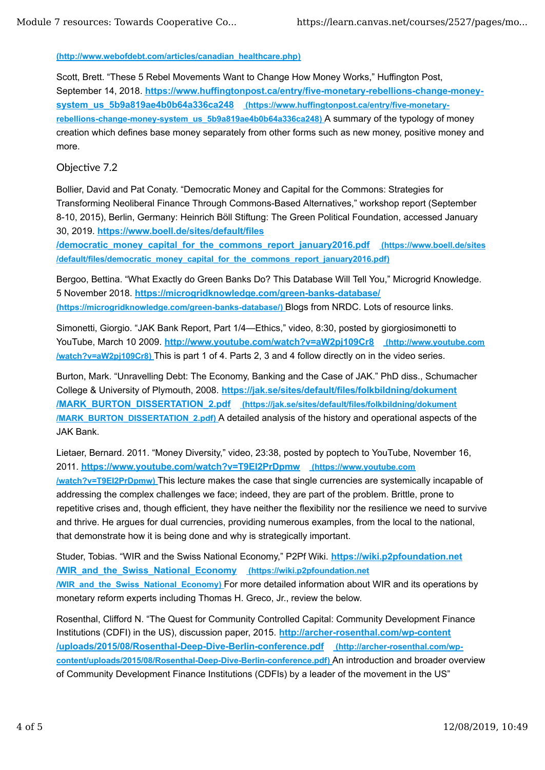(http://www.webofdebt.com/articles/canadian_healthcare.php)

Scott, Brett. "These 5 Rebel Movements Want to Change How Money Works," Huffington Post, September 14, 2018. **https://www.huffingtonpost.ca/entry/five-monetary-rebellions-change-money-system_us_5b9a819ae4b0b64a336ca248** (https://www.huffingtonpost.ca/entry/five-monetary-rebellions-change-money-system_us_5b9a819ae4b0b64a336ca248) A summary of the typology of money creation which defines base money separately from other forms such as new money, positive money and more.

## Objective 7.2

Bollier, David and Pat Conaty. "Democratic Money and Capital for the Commons: Strategies for Transforming Neoliberal Finance Through Commons-Based Alternatives," workshop report (September 8-10, 2015), Berlin, Germany: Heinrich Böll Stiftung: The Green Political Foundation, accessed January 30, 2019. **https://www.boell.de/sites/default/files/democratic_money_capital_for_the_commons_report_january2016.pdf** (https://www.boell.de/sites/default/files/democratic_money_capital_for_the_commons_report_january2016.pdf)

Bergoo, Bettina. "What Exactly do Green Banks Do? This Database Will Tell You," Microgrid Knowledge. 5 November 2018. **https://microgridknowledge.com/green-banks-database/** (https://microgridknowledge.com/green-banks-database/) Blogs from NRDC. Lots of resource links.

Simonetti, Giorgio. "JAK Bank Report, Part 1/4—Ethics," video, 8:30, posted by giorgiosimonetti to YouTube, March 10 2009. **http://www.youtube.com/watch?v=aW2pj109Cr8** (http://www.youtube.com/watch?v=aW2pj109Cr8) This is part 1 of 4. Parts 2, 3 and 4 follow directly on in the video series.

Burton, Mark. "Unravelling Debt: The Economy, Banking and the Case of JAK." PhD diss., Schumacher College & University of Plymouth, 2008. **https://jak.se/sites/default/files/folkbildning/dokument/MARK_BURTON_DISSERTATION_2.pdf** (https://jak.se/sites/default/files/folkbildning/dokument/MARK_BURTON_DISSERTATION_2.pdf) A detailed analysis of the history and operational aspects of the JAK Bank.

Lietaer, Bernard. 2011. "Money Diversity," video, 23:38, posted by poptech to YouTube, November 16, 2011. **https://www.youtube.com/watch?v=T9EI2PrDpmw** (https://www.youtube.com/watch?v=T9EI2PrDpmw) This lecture makes the case that single currencies are systemically incapable of addressing the complex challenges we face; indeed, they are part of the problem. Brittle, prone to repetitive crises and, though efficient, they have neither the flexibility nor the resilience we need to survive and thrive. He argues for dual currencies, providing numerous examples, from the local to the national, that demonstrate how it is being done and why is strategically important.

Studer, Tobias. "WIR and the Swiss National Economy," P2Pf Wiki. **https://wiki.p2pfoundation.net/WIR_and_the_Swiss_National_Economy** (https://wiki.p2pfoundation.net/WIR_and_the_Swiss_National_Economy) For more detailed information about WIR and its operations by monetary reform experts including Thomas H. Greco, Jr., review the below.

Rosenthal, Clifford N. "The Quest for Community Controlled Capital: Community Development Finance Institutions (CDFI) in the US), discussion paper, 2015. **http://archer-rosenthal.com/wp-content/uploads/2015/08/Rosenthal-Deep-Dive-Berlin-conference.pdf** (http://archer-rosenthal.com/wp-content/uploads/2015/08/Rosenthal-Deep-Dive-Berlin-conference.pdf) An introduction and broader overview of Community Development Finance Institutions (CDFIs) by a leader of the movement in the US"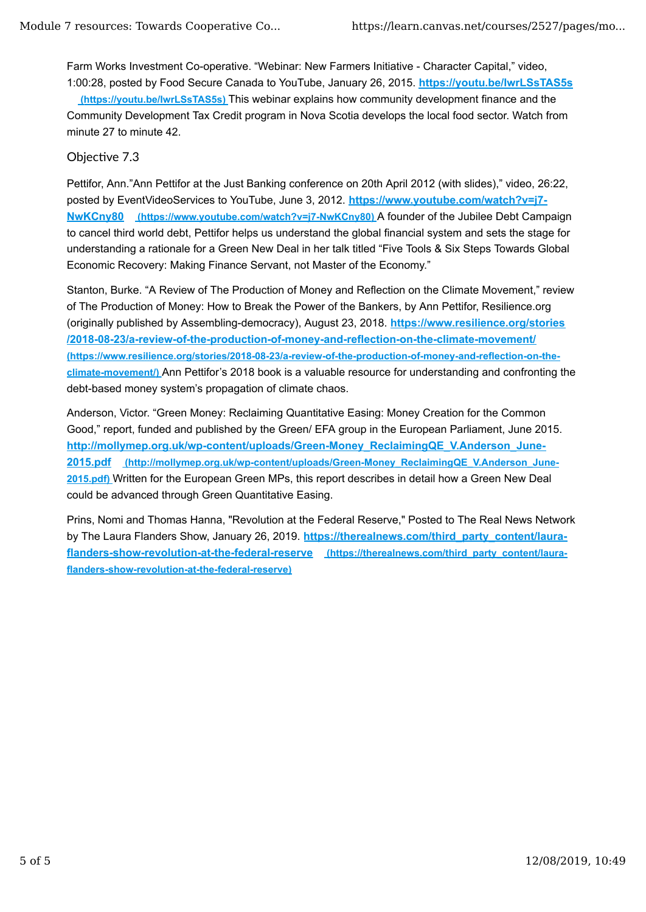Farm Works Investment Co-operative. “Webinar: New Farmers Initiative - Character Capital,” video, 1:00:28, posted by Food Secure Canada to YouTube, January 26, 2015. [https://youtu.be/lwrLSsTAS5s](https://youtu.be/lwrLSsTAS5s) (https://youtu.be/lwrLSsTAS5s) This webinar explains how community development finance and the Community Development Tax Credit program in Nova Scotia develops the local food sector. Watch from minute 27 to minute 42.

### Objective 7.3

Pettifor, Ann.”Ann Pettifor at the Just Banking conference on 20th April 2012 (with slides),” video, 26:22, posted by EventVideoServices to YouTube, June 3, 2012. [https://www.youtube.com/watch?v=j7-NwKCny80](https://www.youtube.com/watch?v=j7-NwKCny80) (https://www.youtube.com/watch?v=j7-NwKCny80) A founder of the Jubilee Debt Campaign to cancel third world debt, Pettifor helps us understand the global financial system and sets the stage for understanding a rationale for a Green New Deal in her talk titled “Five Tools & Six Steps Towards Global Economic Recovery: Making Finance Servant, not Master of the Economy.”

Stanton, Burke. “A Review of The Production of Money and Reflection on the Climate Movement,” review of The Production of Money: How to Break the Power of the Bankers, by Ann Pettifor, Resilience.org (originally published by Assembling-democracy), August 23, 2018. [https://www.resilience.org/stories/2018-08-23/a-review-of-the-production-of-money-and-reflection-on-the-climate-movement/](https://www.resilience.org/stories/2018-08-23/a-review-of-the-production-of-money-and-reflection-on-the-climate-movement/) (https://www.resilience.org/stories/2018-08-23/a-review-of-the-production-of-money-and-reflection-on-the-climate-movement/) Ann Pettifor’s 2018 book is a valuable resource for understanding and confronting the debt-based money system’s propagation of climate chaos.

Anderson, Victor. “Green Money: Reclaiming Quantitative Easing: Money Creation for the Common Good,” report, funded and published by the Green/ EFA group in the European Parliament, June 2015. [http://mollymep.org.uk/wp-content/uploads/Green-Money_ReclaimingQE_V.Anderson_June-2015.pdf](http://mollymep.org.uk/wp-content/uploads/Green-Money_ReclaimingQE_V.Anderson_June-2015.pdf) (http://mollymep.org.uk/wp-content/uploads/Green-Money_ReclaimingQE_V.Anderson_June-2015.pdf) Written for the European Green MPs, this report describes in detail how a Green New Deal could be advanced through Green Quantitative Easing.

Prins, Nomi and Thomas Hanna, "Revolution at the Federal Reserve," Posted to The Real News Network by The Laura Flanders Show, January 26, 2019. [https://therealnews.com/third_party_content/laura-flanders-show-revolution-at-the-federal-reserve](https://therealnews.com/third_party_content/laura-flanders-show-revolution-at-the-federal-reserve) (https://therealnews.com/third_party_content/laura-flanders-show-revolution-at-the-federal-reserve)